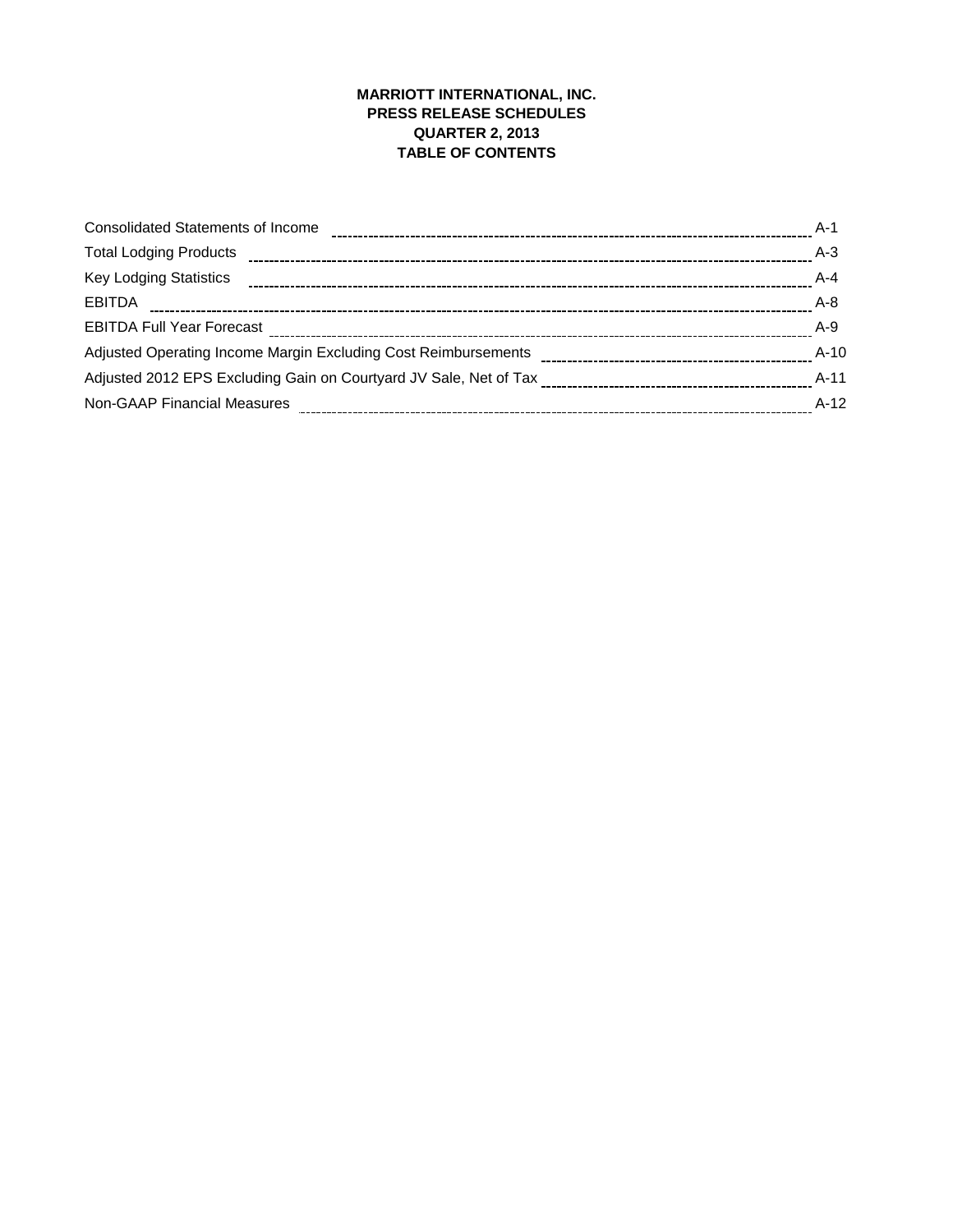# MARRIOTT INTERNATIONAL, INC.
## PRESS RELEASE SCHEDULES
## QUARTER 2, 2013
## TABLE OF CONTENTS

| | |
|---|---|
| Consolidated Statements of Income | A-1 |
| Total Lodging Products | A-3 |
| Key Lodging Statistics | A-4 |
| EBITDA | A-8 |
| EBITDA Full Year Forecast | A-9 |
| Adjusted Operating Income Margin Excluding Cost Reimbursements | A-10 |
| Adjusted 2012 EPS Excluding Gain on Courtyard JV Sale, Net of Tax | A-11 |
| Non-GAAP Financial Measures | A-12 |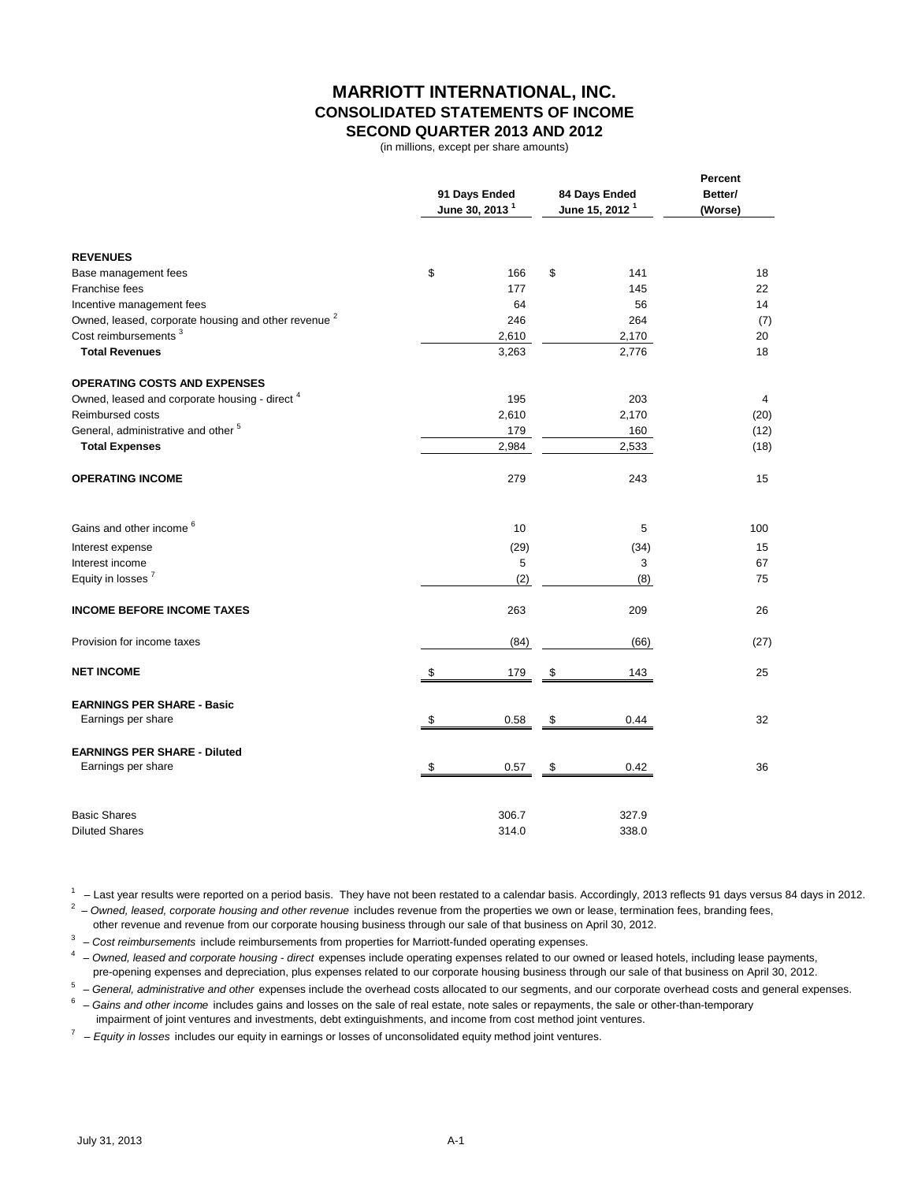# MARRIOTT INTERNATIONAL, INC.
## CONSOLIDATED STATEMENTS OF INCOME
## SECOND QUARTER 2013 AND 2012

(in millions, except per share amounts)

| | 91 Days Ended June 30, 2013 [1] | 84 Days Ended June 15, 2012 [1] | Percent Better/ (Worse) |
|---|---|---|---|
| **REVENUES** | | | |
| Base management fees | $ 166 | $ 141 | 18 |
| Franchise fees | 177 | 145 | 22 |
| Incentive management fees | 64 | 56 | 14 |
| Owned, leased, corporate housing and other revenue [2] | 246 | 264 | (7) |
| Cost reimbursements [3] | 2,610 | 2,170 | 20 |
| **Total Revenues** | 3,263 | 2,776 | 18 |
| **OPERATING COSTS AND EXPENSES** | | | |
| Owned, leased and corporate housing - direct [4] | 195 | 203 | 4 |
| Reimbursed costs | 2,610 | 2,170 | (20) |
| General, administrative and other [5] | 179 | 160 | (12) |
| **Total Expenses** | 2,984 | 2,533 | (18) |
| **OPERATING INCOME** | 279 | 243 | 15 |
| Gains and other income [6] | 10 | 5 | 100 |
| Interest expense | (29) | (34) | 15 |
| Interest income | 5 | 3 | 67 |
| Equity in losses [7] | (2) | (8) | 75 |
| **INCOME BEFORE INCOME TAXES** | 263 | 209 | 26 |
| Provision for income taxes | (84) | (66) | (27) |
| **NET INCOME** | $ 179 | $ 143 | 25 |
| **EARNINGS PER SHARE - Basic** | | | |
| Earnings per share | $ 0.58 | $ 0.44 | 32 |
| **EARNINGS PER SHARE - Diluted** | | | |
| Earnings per share | $ 0.57 | $ 0.42 | 36 |
| Basic Shares | 306.7 | 327.9 | |
| Diluted Shares | 314.0 | 338.0 | |

[1] – Last year results were reported on a period basis. They have not been restated to a calendar basis. Accordingly, 2013 reflects 91 days versus 84 days in 2012.

[2] – *Owned, leased, corporate housing and other revenue* includes revenue from the properties we own or lease, termination fees, branding fees, other revenue and revenue from our corporate housing business through our sale of that business on April 30, 2012.

[3] – *Cost reimbursements* include reimbursements from properties for Marriott-funded operating expenses.

[4] – *Owned, leased and corporate housing - direct* expenses include operating expenses related to our owned or leased hotels, including lease payments, pre-opening expenses and depreciation, plus expenses related to our corporate housing business through our sale of that business on April 30, 2012.

[5] – *General, administrative and other* expenses include the overhead costs allocated to our segments, and our corporate overhead costs and general expenses.

[6] – *Gains and other income* includes gains and losses on the sale of real estate, note sales or repayments, the sale or other-than-temporary impairment of joint ventures and investments, debt extinguishments, and income from cost method joint ventures.

[7] – *Equity in losses* includes our equity in earnings or losses of unconsolidated equity method joint ventures.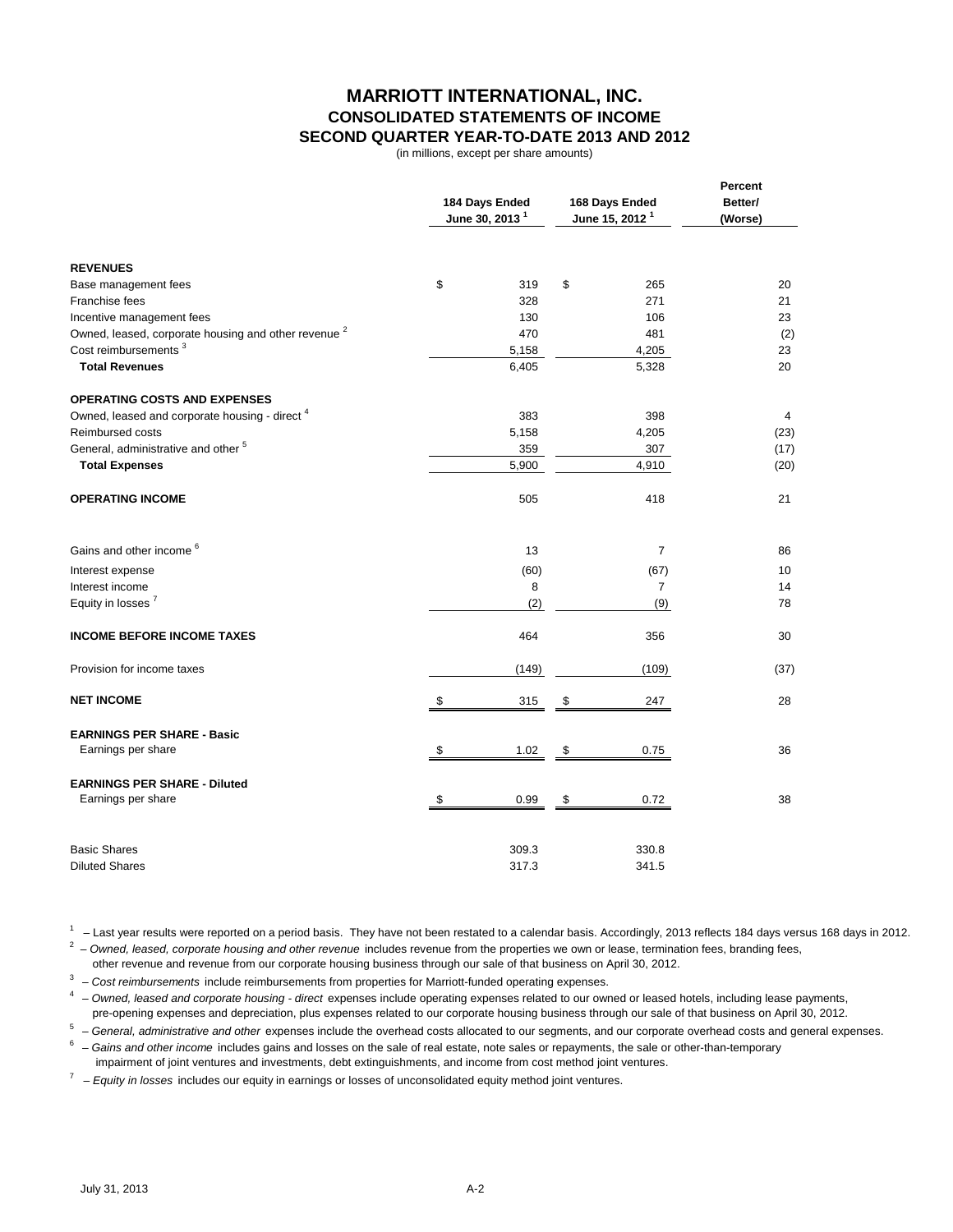# MARRIOTT INTERNATIONAL, INC.
## CONSOLIDATED STATEMENTS OF INCOME
## SECOND QUARTER YEAR-TO-DATE 2013 AND 2012
(in millions, except per share amounts)

| | 184 Days Ended June 30, 2013 [1] | 168 Days Ended June 15, 2012 [1] | Percent Better/ (Worse) |
|---|---|---|---|
| **REVENUES** | | | |
| Base management fees | $ 319 | $ 265 | 20 |
| Franchise fees | 328 | 271 | 21 |
| Incentive management fees | 130 | 106 | 23 |
| Owned, leased, corporate housing and other revenue [2] | 470 | 481 | (2) |
| Cost reimbursements [3] | 5,158 | 4,205 | 23 |
| **Total Revenues** | 6,405 | 5,328 | 20 |
| **OPERATING COSTS AND EXPENSES** | | | |
| Owned, leased and corporate housing - direct [4] | 383 | 398 | 4 |
| Reimbursed costs | 5,158 | 4,205 | (23) |
| General, administrative and other [5] | 359 | 307 | (17) |
| **Total Expenses** | 5,900 | 4,910 | (20) |
| **OPERATING INCOME** | 505 | 418 | 21 |
| Gains and other income [6] | 13 | 7 | 86 |
| Interest expense | (60) | (67) | 10 |
| Interest income | 8 | 7 | 14 |
| Equity in losses [7] | (2) | (9) | 78 |
| **INCOME BEFORE INCOME TAXES** | 464 | 356 | 30 |
| Provision for income taxes | (149) | (109) | (37) |
| **NET INCOME** | $ 315 | $ 247 | 28 |
| **EARNINGS PER SHARE - Basic** | | | |
| Earnings per share | $ 1.02 | $ 0.75 | 36 |
| **EARNINGS PER SHARE - Diluted** | | | |
| Earnings per share | $ 0.99 | $ 0.72 | 38 |
| Basic Shares | 309.3 | 330.8 | |
| Diluted Shares | 317.3 | 341.5 | |

[1] – Last year results were reported on a period basis. They have not been restated to a calendar basis. Accordingly, 2013 reflects 184 days versus 168 days in 2012.

[2] – *Owned, leased, corporate housing and other revenue* includes revenue from the properties we own or lease, termination fees, branding fees, other revenue and revenue from our corporate housing business through our sale of that business on April 30, 2012.

[3] – *Cost reimbursements* include reimbursements from properties for Marriott-funded operating expenses.

[4] – *Owned, leased and corporate housing - direct* expenses include operating expenses related to our owned or leased hotels, including lease payments, pre-opening expenses and depreciation, plus expenses related to our corporate housing business through our sale of that business on April 30, 2012.

[5] – *General, administrative and other* expenses include the overhead costs allocated to our segments, and our corporate overhead costs and general expenses.

[6] – *Gains and other income* includes gains and losses on the sale of real estate, note sales or repayments, the sale or other-than-temporary impairment of joint ventures and investments, debt extinguishments, and income from cost method joint ventures.

[7] – *Equity in losses* includes our equity in earnings or losses of unconsolidated equity method joint ventures.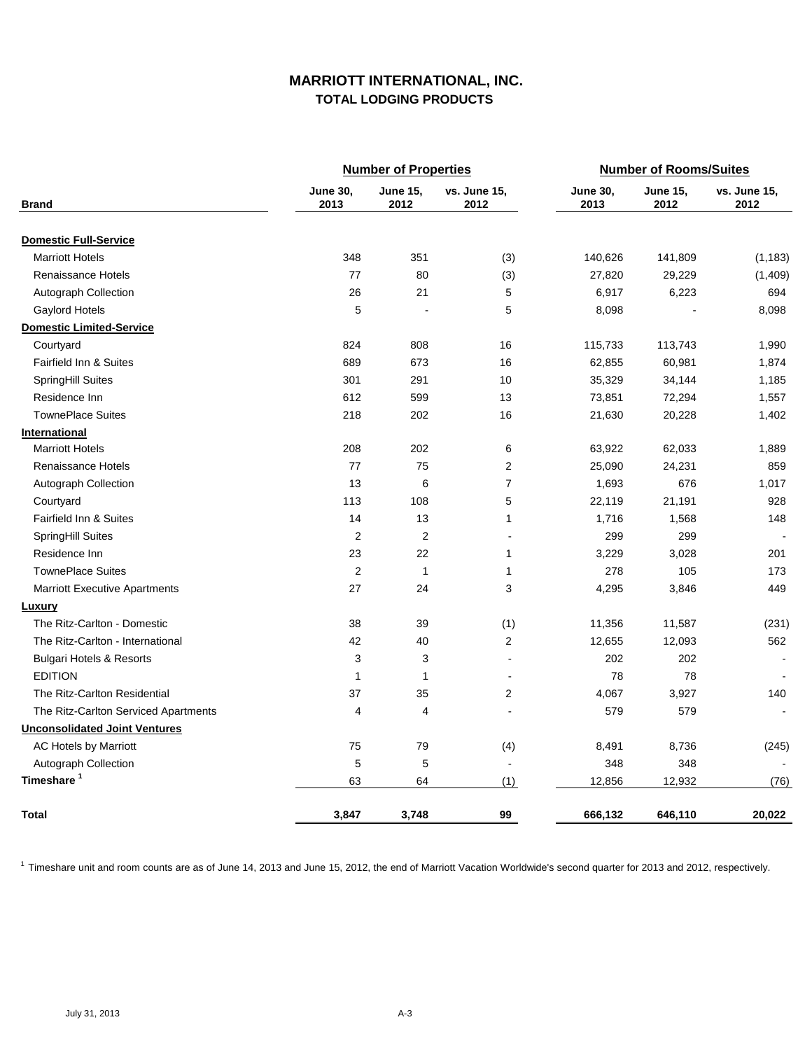# MARRIOTT INTERNATIONAL, INC.
## TOTAL LODGING PRODUCTS

| Brand | Number of Properties | | | Number of Rooms/Suites | | |
|---|---|---|---|---|---|---|
| | June 30, 2013 | June 15, 2012 | vs. June 15, 2012 | June 30, 2013 | June 15, 2012 | vs. June 15, 2012 |
| **Domestic Full-Service** | | | | | | |
| Marriott Hotels | 348 | 351 | (3) | 140,626 | 141,809 | (1,183) |
| Renaissance Hotels | 77 | 80 | (3) | 27,820 | 29,229 | (1,409) |
| Autograph Collection | 26 | 21 | 5 | 6,917 | 6,223 | 694 |
| Gaylord Hotels | 5 | - | 5 | 8,098 | - | 8,098 |
| **Domestic Limited-Service** | | | | | | |
| Courtyard | 824 | 808 | 16 | 115,733 | 113,743 | 1,990 |
| Fairfield Inn & Suites | 689 | 673 | 16 | 62,855 | 60,981 | 1,874 |
| SpringHill Suites | 301 | 291 | 10 | 35,329 | 34,144 | 1,185 |
| Residence Inn | 612 | 599 | 13 | 73,851 | 72,294 | 1,557 |
| TownePlace Suites | 218 | 202 | 16 | 21,630 | 20,228 | 1,402 |
| **International** | | | | | | |
| Marriott Hotels | 208 | 202 | 6 | 63,922 | 62,033 | 1,889 |
| Renaissance Hotels | 77 | 75 | 2 | 25,090 | 24,231 | 859 |
| Autograph Collection | 13 | 6 | 7 | 1,693 | 676 | 1,017 |
| Courtyard | 113 | 108 | 5 | 22,119 | 21,191 | 928 |
| Fairfield Inn & Suites | 14 | 13 | 1 | 1,716 | 1,568 | 148 |
| SpringHill Suites | 2 | 2 | - | 299 | 299 | - |
| Residence Inn | 23 | 22 | 1 | 3,229 | 3,028 | 201 |
| TownePlace Suites | 2 | 1 | 1 | 278 | 105 | 173 |
| Marriott Executive Apartments | 27 | 24 | 3 | 4,295 | 3,846 | 449 |
| **Luxury** | | | | | | |
| The Ritz-Carlton - Domestic | 38 | 39 | (1) | 11,356 | 11,587 | (231) |
| The Ritz-Carlton - International | 42 | 40 | 2 | 12,655 | 12,093 | 562 |
| Bulgari Hotels & Resorts | 3 | 3 | - | 202 | 202 | - |
| EDITION | 1 | 1 | - | 78 | 78 | - |
| The Ritz-Carlton Residential | 37 | 35 | 2 | 4,067 | 3,927 | 140 |
| The Ritz-Carlton Serviced Apartments | 4 | 4 | - | 579 | 579 | - |
| **Unconsolidated Joint Ventures** | | | | | | |
| AC Hotels by Marriott | 75 | 79 | (4) | 8,491 | 8,736 | (245) |
| Autograph Collection | 5 | 5 | - | 348 | 348 | - |
| **Timeshare [1]** | 63 | 64 | (1) | 12,856 | 12,932 | (76) |
| **Total** | **3,847** | **3,748** | **99** | **666,132** | **646,110** | **20,022** |

[1] Timeshare unit and room counts are as of June 14, 2013 and June 15, 2012, the end of Marriott Vacation Worldwide's second quarter for 2013 and 2012, respectively.

July 31, 2013 A-3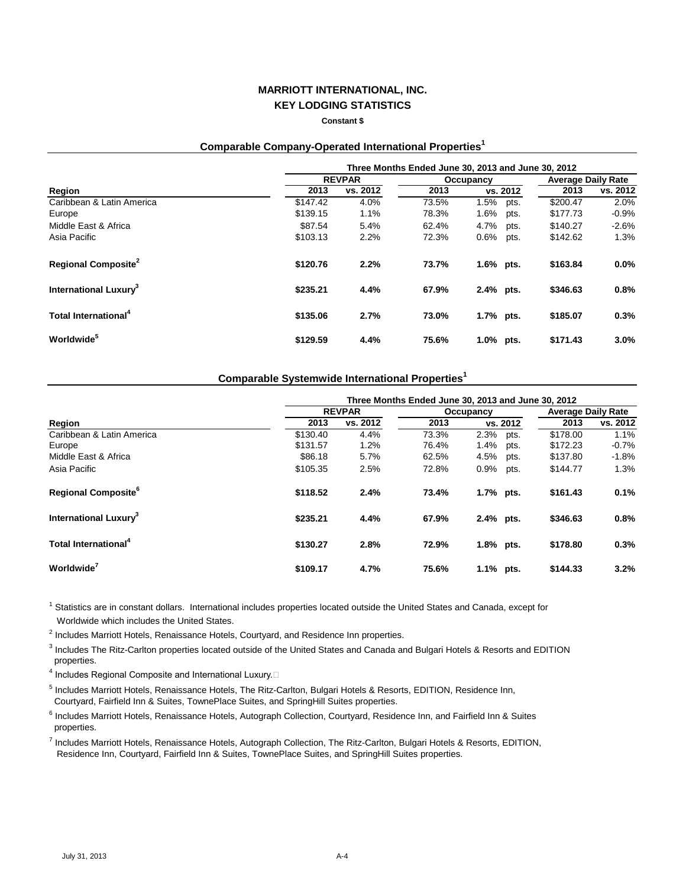# MARRIOTT INTERNATIONAL, INC.
## KEY LODGING STATISTICS

**Constant $**

### Comparable Company-Operated International Properties[1]

| | Three Months Ended June 30, 2013 and June 30, 2012 | | | | | |
|---|---|---|---|---|---|---|
| | REVPAR | | Occupancy | | Average Daily Rate | |
| Region | 2013 | vs. 2012 | 2013 | vs. 2012 | 2013 | vs. 2012 |
| Caribbean & Latin America | $147.42 | 4.0% | 73.5% | 1.5% pts. | $200.47 | 2.0% |
| Europe | $139.15 | 1.1% | 78.3% | 1.6% pts. | $177.73 | -0.9% |
| Middle East & Africa | $87.54 | 5.4% | 62.4% | 4.7% pts. | $140.27 | -2.6% |
| Asia Pacific | $103.13 | 2.2% | 72.3% | 0.6% pts. | $142.62 | 1.3% |
| **Regional Composite[2]** | **$120.76** | **2.2%** | **73.7%** | **1.6% pts.** | **$163.84** | **0.0%** |
| **International Luxury[3]** | **$235.21** | **4.4%** | **67.9%** | **2.4% pts.** | **$346.63** | **0.8%** |
| **Total International[4]** | **$135.06** | **2.7%** | **73.0%** | **1.7% pts.** | **$185.07** | **0.3%** |
| **Worldwide[5]** | **$129.59** | **4.4%** | **75.6%** | **1.0% pts.** | **$171.43** | **3.0%** |

### Comparable Systemwide International Properties[1]

| | Three Months Ended June 30, 2013 and June 30, 2012 | | | | | |
|---|---|---|---|---|---|---|
| | REVPAR | | Occupancy | | Average Daily Rate | |
| Region | 2013 | vs. 2012 | 2013 | vs. 2012 | 2013 | vs. 2012 |
| Caribbean & Latin America | $130.40 | 4.4% | 73.3% | 2.3% pts. | $178.00 | 1.1% |
| Europe | $131.57 | 1.2% | 76.4% | 1.4% pts. | $172.23 | -0.7% |
| Middle East & Africa | $86.18 | 5.7% | 62.5% | 4.5% pts. | $137.80 | -1.8% |
| Asia Pacific | $105.35 | 2.5% | 72.8% | 0.9% pts. | $144.77 | 1.3% |
| **Regional Composite[6]** | **$118.52** | **2.4%** | **73.4%** | **1.7% pts.** | **$161.43** | **0.1%** |
| **International Luxury[3]** | **$235.21** | **4.4%** | **67.9%** | **2.4% pts.** | **$346.63** | **0.8%** |
| **Total International[4]** | **$130.27** | **2.8%** | **72.9%** | **1.8% pts.** | **$178.80** | **0.3%** |
| **Worldwide[7]** | **$109.17** | **4.7%** | **75.6%** | **1.1% pts.** | **$144.33** | **3.2%** |

[1] Statistics are in constant dollars. International includes properties located outside the United States and Canada, except for Worldwide which includes the United States.

[2] Includes Marriott Hotels, Renaissance Hotels, Courtyard, and Residence Inn properties.

[3] Includes The Ritz-Carlton properties located outside of the United States and Canada and Bulgari Hotels & Resorts and EDITION properties.

[4] Includes Regional Composite and International Luxury.

[5] Includes Marriott Hotels, Renaissance Hotels, The Ritz-Carlton, Bulgari Hotels & Resorts, EDITION, Residence Inn, Courtyard, Fairfield Inn & Suites, TownePlace Suites, and SpringHill Suites properties.

[6] Includes Marriott Hotels, Renaissance Hotels, Autograph Collection, Courtyard, Residence Inn, and Fairfield Inn & Suites properties.

[7] Includes Marriott Hotels, Renaissance Hotels, Autograph Collection, The Ritz-Carlton, Bulgari Hotels & Resorts, EDITION, Residence Inn, Courtyard, Fairfield Inn & Suites, TownePlace Suites, and SpringHill Suites properties.

July 31, 2013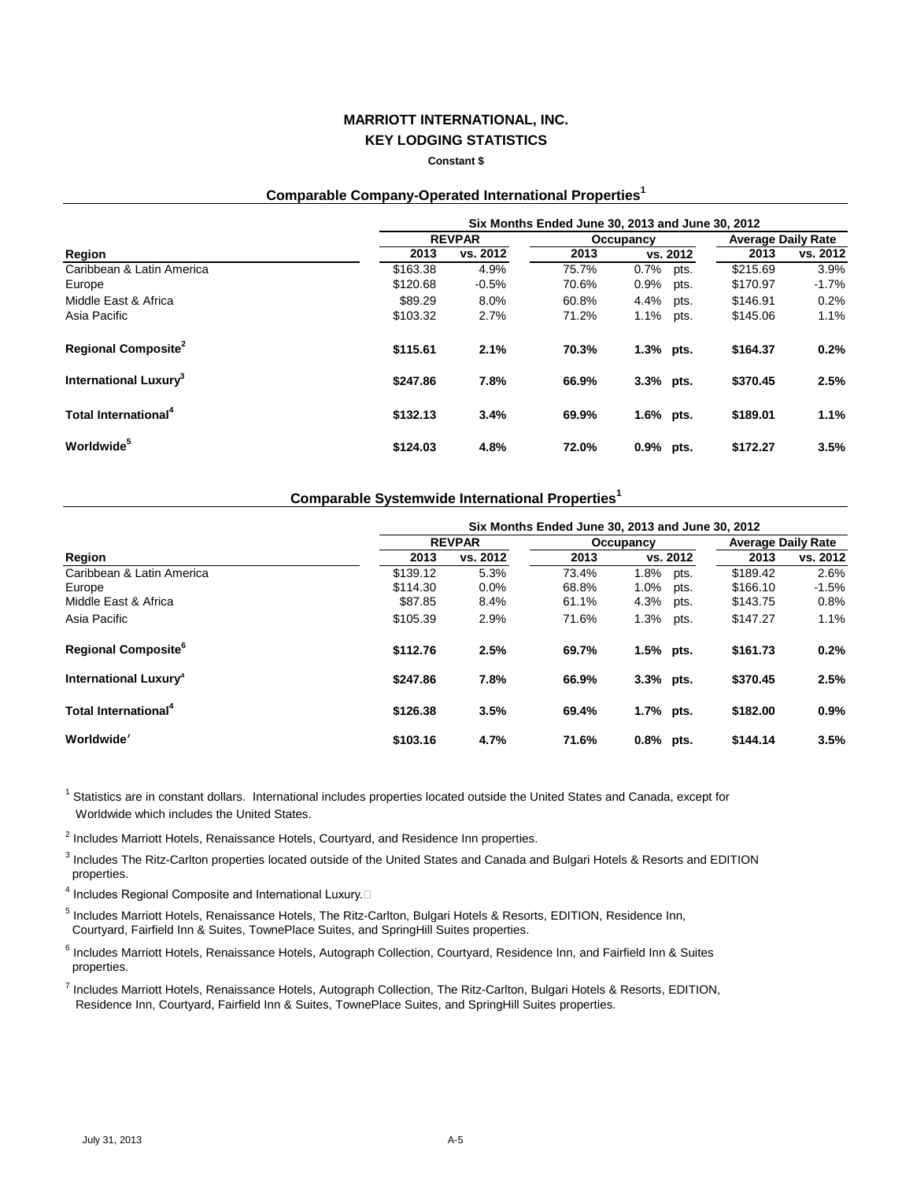# MARRIOTT INTERNATIONAL, INC.
## KEY LODGING STATISTICS

**Constant $**

### Comparable Company-Operated International Properties[1]

| | Six Months Ended June 30, 2013 and June 30, 2012 | | | | | |
|---|---|---|---|---|---|---|
| | REVPAR | | Occupancy | | Average Daily Rate | |
| Region | 2013 | vs. 2012 | 2013 | vs. 2012 | 2013 | vs. 2012 |
| Caribbean & Latin America | $163.38 | 4.9% | 75.7% | 0.7% pts. | $215.69 | 3.9% |
| Europe | $120.68 | -0.5% | 70.6% | 0.9% pts. | $170.97 | -1.7% |
| Middle East & Africa | $89.29 | 8.0% | 60.8% | 4.4% pts. | $146.91 | 0.2% |
| Asia Pacific | $103.32 | 2.7% | 71.2% | 1.1% pts. | $145.06 | 1.1% |
| **Regional Composite[2]** | **$115.61** | **2.1%** | **70.3%** | **1.3% pts.** | **$164.37** | **0.2%** |
| **International Luxury[3]** | **$247.86** | **7.8%** | **66.9%** | **3.3% pts.** | **$370.45** | **2.5%** |
| **Total International[4]** | **$132.13** | **3.4%** | **69.9%** | **1.6% pts.** | **$189.01** | **1.1%** |
| **Worldwide[5]** | **$124.03** | **4.8%** | **72.0%** | **0.9% pts.** | **$172.27** | **3.5%** |

### Comparable Systemwide International Properties[1]

| | Six Months Ended June 30, 2013 and June 30, 2012 | | | | | |
|---|---|---|---|---|---|---|
| | REVPAR | | Occupancy | | Average Daily Rate | |
| Region | 2013 | vs. 2012 | 2013 | vs. 2012 | 2013 | vs. 2012 |
| Caribbean & Latin America | $139.12 | 5.3% | 73.4% | 1.8% pts. | $189.42 | 2.6% |
| Europe | $114.30 | 0.0% | 68.8% | 1.0% pts. | $166.10 | -1.5% |
| Middle East & Africa | $87.85 | 8.4% | 61.1% | 4.3% pts. | $143.75 | 0.8% |
| Asia Pacific | $105.39 | 2.9% | 71.6% | 1.3% pts. | $147.27 | 1.1% |
| **Regional Composite[6]** | **$112.76** | **2.5%** | **69.7%** | **1.5% pts.** | **$161.73** | **0.2%** |
| **International Luxury[3]** | **$247.86** | **7.8%** | **66.9%** | **3.3% pts.** | **$370.45** | **2.5%** |
| **Total International[4]** | **$126.38** | **3.5%** | **69.4%** | **1.7% pts.** | **$182.00** | **0.9%** |
| **Worldwide[7]** | **$103.16** | **4.7%** | **71.6%** | **0.8% pts.** | **$144.14** | **3.5%** |

[1] Statistics are in constant dollars. International includes properties located outside the United States and Canada, except for Worldwide which includes the United States.

[2] Includes Marriott Hotels, Renaissance Hotels, Courtyard, and Residence Inn properties.

[3] Includes The Ritz-Carlton properties located outside of the United States and Canada and Bulgari Hotels & Resorts and EDITION properties.

[4] Includes Regional Composite and International Luxury.

[5] Includes Marriott Hotels, Renaissance Hotels, The Ritz-Carlton, Bulgari Hotels & Resorts, EDITION, Residence Inn, Courtyard, Fairfield Inn & Suites, TownePlace Suites, and SpringHill Suites properties.

[6] Includes Marriott Hotels, Renaissance Hotels, Autograph Collection, Courtyard, Residence Inn, and Fairfield Inn & Suites properties.

[7] Includes Marriott Hotels, Renaissance Hotels, Autograph Collection, The Ritz-Carlton, Bulgari Hotels & Resorts, EDITION, Residence Inn, Courtyard, Fairfield Inn & Suites, TownePlace Suites, and SpringHill Suites properties.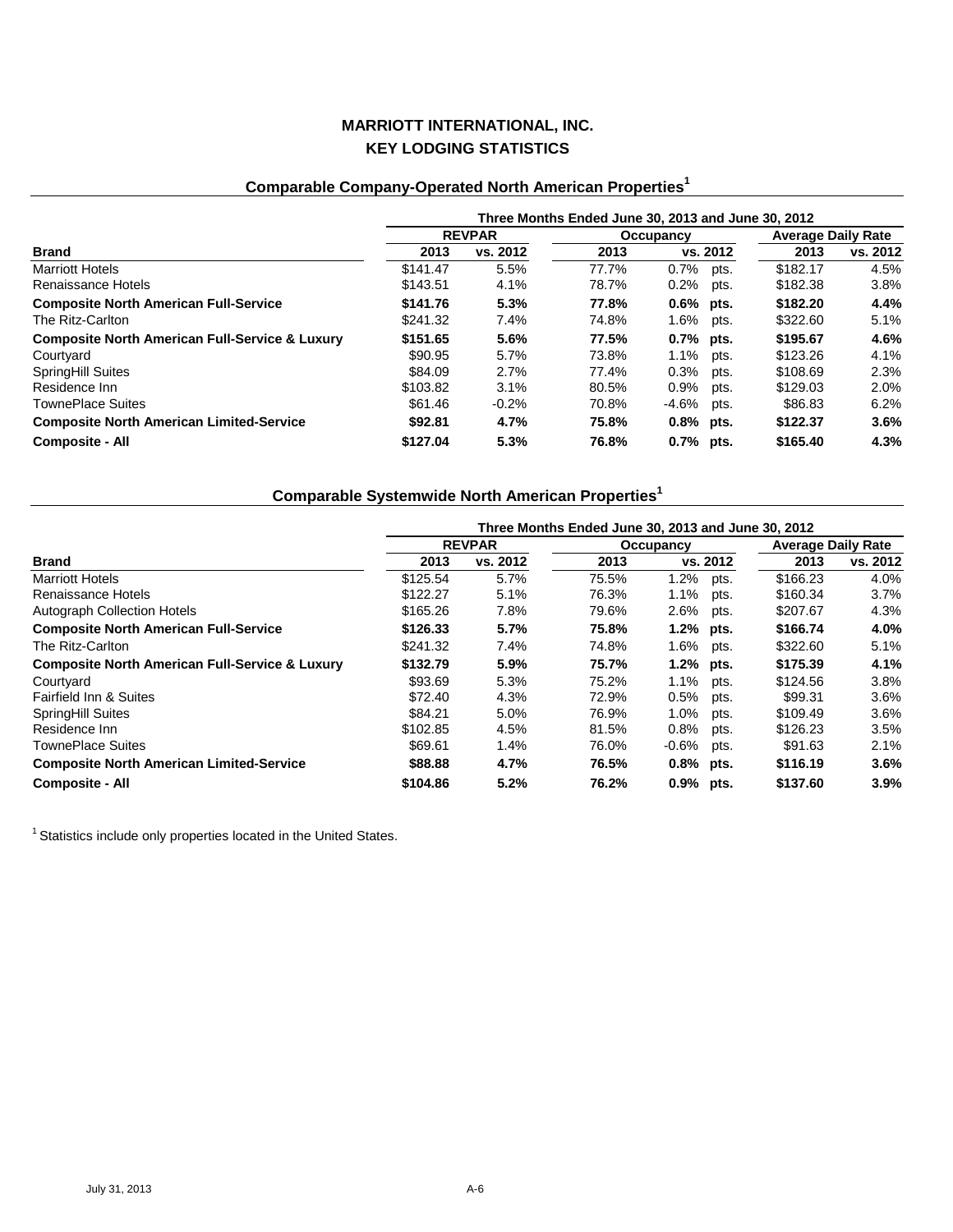# MARRIOTT INTERNATIONAL, INC.
## KEY LODGING STATISTICS

### Comparable Company-Operated North American Properties[1]

| | Three Months Ended June 30, 2013 and June 30, 2012 | | | | | |
|---|---|---|---|---|---|---|
| | REVPAR | | Occupancy | | Average Daily Rate | |
| **Brand** | **2013** | **vs. 2012** | **2013** | **vs. 2012** | **2013** | **vs. 2012** |
| Marriott Hotels | $141.47 | 5.5% | 77.7% | 0.7% pts. | $182.17 | 4.5% |
| Renaissance Hotels | $143.51 | 4.1% | 78.7% | 0.2% pts. | $182.38 | 3.8% |
| **Composite North American Full-Service** | **$141.76** | **5.3%** | **77.8%** | **0.6% pts.** | **$182.20** | **4.4%** |
| The Ritz-Carlton | $241.32 | 7.4% | 74.8% | 1.6% pts. | $322.60 | 5.1% |
| **Composite North American Full-Service & Luxury** | **$151.65** | **5.6%** | **77.5%** | **0.7% pts.** | **$195.67** | **4.6%** |
| Courtyard | $90.95 | 5.7% | 73.8% | 1.1% pts. | $123.26 | 4.1% |
| SpringHill Suites | $84.09 | 2.7% | 77.4% | 0.3% pts. | $108.69 | 2.3% |
| Residence Inn | $103.82 | 3.1% | 80.5% | 0.9% pts. | $129.03 | 2.0% |
| TownePlace Suites | $61.46 | -0.2% | 70.8% | -4.6% pts. | $86.83 | 6.2% |
| **Composite North American Limited-Service** | **$92.81** | **4.7%** | **75.8%** | **0.8% pts.** | **$122.37** | **3.6%** |
| **Composite - All** | **$127.04** | **5.3%** | **76.8%** | **0.7% pts.** | **$165.40** | **4.3%** |

### Comparable Systemwide North American Properties[1]

| | Three Months Ended June 30, 2013 and June 30, 2012 | | | | | |
|---|---|---|---|---|---|---|
| | REVPAR | | Occupancy | | Average Daily Rate | |
| **Brand** | **2013** | **vs. 2012** | **2013** | **vs. 2012** | **2013** | **vs. 2012** |
| Marriott Hotels | $125.54 | 5.7% | 75.5% | 1.2% pts. | $166.23 | 4.0% |
| Renaissance Hotels | $122.27 | 5.1% | 76.3% | 1.1% pts. | $160.34 | 3.7% |
| Autograph Collection Hotels | $165.26 | 7.8% | 79.6% | 2.6% pts. | $207.67 | 4.3% |
| **Composite North American Full-Service** | **$126.33** | **5.7%** | **75.8%** | **1.2% pts.** | **$166.74** | **4.0%** |
| The Ritz-Carlton | $241.32 | 7.4% | 74.8% | 1.6% pts. | $322.60 | 5.1% |
| **Composite North American Full-Service & Luxury** | **$132.79** | **5.9%** | **75.7%** | **1.2% pts.** | **$175.39** | **4.1%** |
| Courtyard | $93.69 | 5.3% | 75.2% | 1.1% pts. | $124.56 | 3.8% |
| Fairfield Inn & Suites | $72.40 | 4.3% | 72.9% | 0.5% pts. | $99.31 | 3.6% |
| SpringHill Suites | $84.21 | 5.0% | 76.9% | 1.0% pts. | $109.49 | 3.6% |
| Residence Inn | $102.85 | 4.5% | 81.5% | 0.8% pts. | $126.23 | 3.5% |
| TownePlace Suites | $69.61 | 1.4% | 76.0% | -0.6% pts. | $91.63 | 2.1% |
| **Composite North American Limited-Service** | **$88.88** | **4.7%** | **76.5%** | **0.8% pts.** | **$116.19** | **3.6%** |
| **Composite - All** | **$104.86** | **5.2%** | **76.2%** | **0.9% pts.** | **$137.60** | **3.9%** |

[1] Statistics include only properties located in the United States.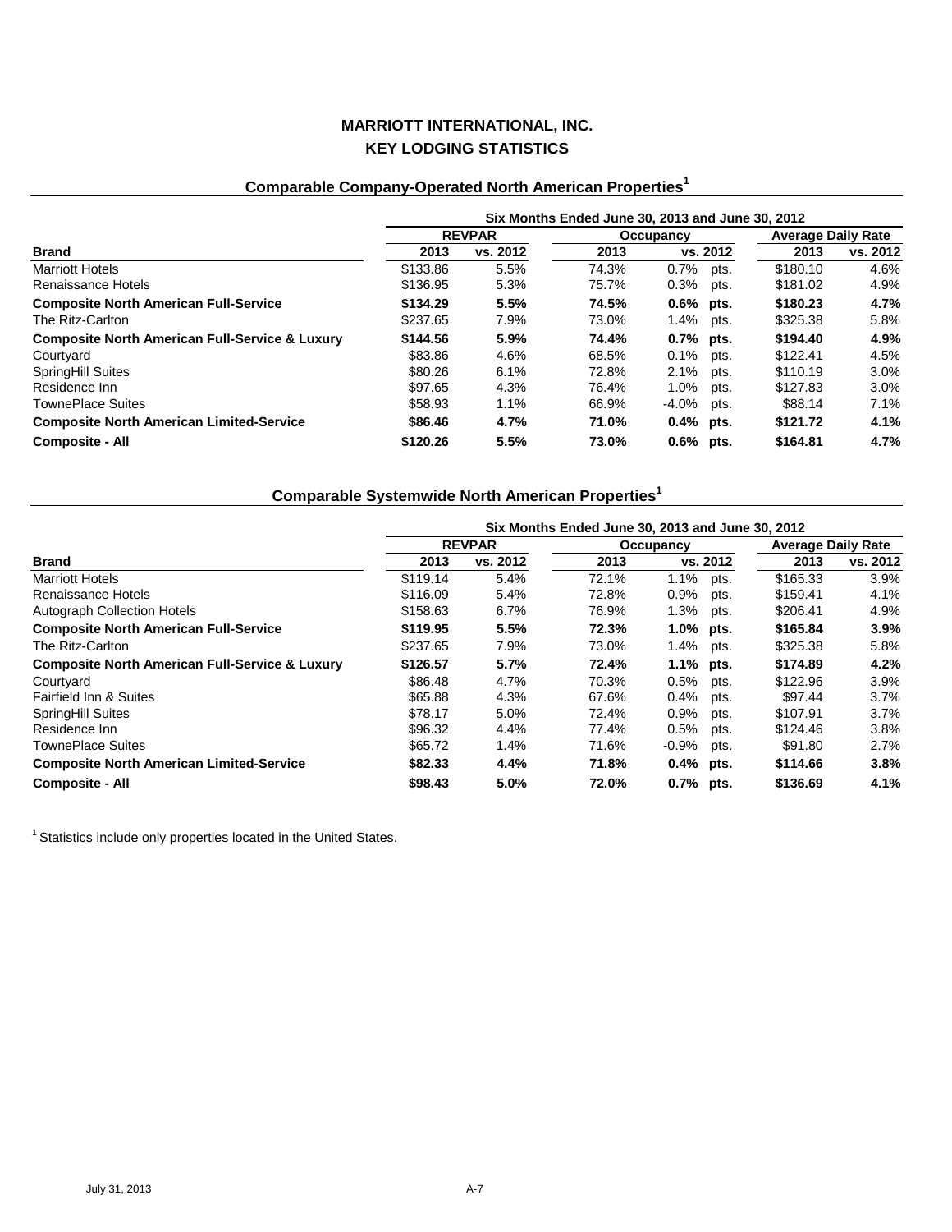# MARRIOTT INTERNATIONAL, INC.
# KEY LODGING STATISTICS

## Comparable Company-Operated North American Properties[1]

| | Six Months Ended June 30, 2013 and June 30, 2012 | | | | | |
|---|---|---|---|---|---|---|
| | REVPAR | | Occupancy | | Average Daily Rate | |
| **Brand** | **2013** | **vs. 2012** | **2013** | **vs. 2012** | **2013** | **vs. 2012** |
| Marriott Hotels | $133.86 | 5.5% | 74.3% | 0.7% pts. | $180.10 | 4.6% |
| Renaissance Hotels | $136.95 | 5.3% | 75.7% | 0.3% pts. | $181.02 | 4.9% |
| **Composite North American Full-Service** | **$134.29** | **5.5%** | **74.5%** | **0.6% pts.** | **$180.23** | **4.7%** |
| The Ritz-Carlton | $237.65 | 7.9% | 73.0% | 1.4% pts. | $325.38 | 5.8% |
| **Composite North American Full-Service & Luxury** | **$144.56** | **5.9%** | **74.4%** | **0.7% pts.** | **$194.40** | **4.9%** |
| Courtyard | $83.86 | 4.6% | 68.5% | 0.1% pts. | $122.41 | 4.5% |
| SpringHill Suites | $80.26 | 6.1% | 72.8% | 2.1% pts. | $110.19 | 3.0% |
| Residence Inn | $97.65 | 4.3% | 76.4% | 1.0% pts. | $127.83 | 3.0% |
| TownePlace Suites | $58.93 | 1.1% | 66.9% | -4.0% pts. | $88.14 | 7.1% |
| **Composite North American Limited-Service** | **$86.46** | **4.7%** | **71.0%** | **0.4% pts.** | **$121.72** | **4.1%** |
| **Composite - All** | **$120.26** | **5.5%** | **73.0%** | **0.6% pts.** | **$164.81** | **4.7%** |

## Comparable Systemwide North American Properties[1]

| | Six Months Ended June 30, 2013 and June 30, 2012 | | | | | |
|---|---|---|---|---|---|---|
| | REVPAR | | Occupancy | | Average Daily Rate | |
| **Brand** | **2013** | **vs. 2012** | **2013** | **vs. 2012** | **2013** | **vs. 2012** |
| Marriott Hotels | $119.14 | 5.4% | 72.1% | 1.1% pts. | $165.33 | 3.9% |
| Renaissance Hotels | $116.09 | 5.4% | 72.8% | 0.9% pts. | $159.41 | 4.1% |
| Autograph Collection Hotels | $158.63 | 6.7% | 76.9% | 1.3% pts. | $206.41 | 4.9% |
| **Composite North American Full-Service** | **$119.95** | **5.5%** | **72.3%** | **1.0% pts.** | **$165.84** | **3.9%** |
| The Ritz-Carlton | $237.65 | 7.9% | 73.0% | 1.4% pts. | $325.38 | 5.8% |
| **Composite North American Full-Service & Luxury** | **$126.57** | **5.7%** | **72.4%** | **1.1% pts.** | **$174.89** | **4.2%** |
| Courtyard | $86.48 | 4.7% | 70.3% | 0.5% pts. | $122.96 | 3.9% |
| Fairfield Inn & Suites | $65.88 | 4.3% | 67.6% | 0.4% pts. | $97.44 | 3.7% |
| SpringHill Suites | $78.17 | 5.0% | 72.4% | 0.9% pts. | $107.91 | 3.7% |
| Residence Inn | $96.32 | 4.4% | 77.4% | 0.5% pts. | $124.46 | 3.8% |
| TownePlace Suites | $65.72 | 1.4% | 71.6% | -0.9% pts. | $91.80 | 2.7% |
| **Composite North American Limited-Service** | **$82.33** | **4.4%** | **71.8%** | **0.4% pts.** | **$114.66** | **3.8%** |
| **Composite - All** | **$98.43** | **5.0%** | **72.0%** | **0.7% pts.** | **$136.69** | **4.1%** |

[1] Statistics include only properties located in the United States.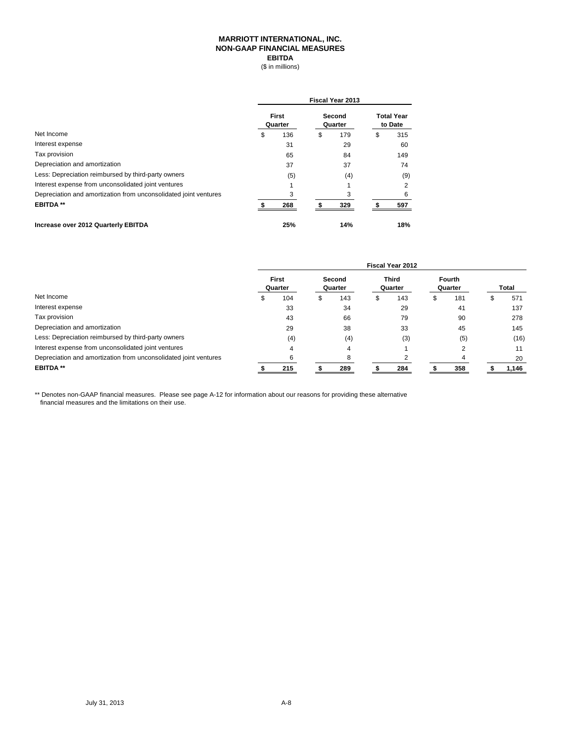# MARRIOTT INTERNATIONAL, INC.
## NON-GAAP FINANCIAL MEASURES
### EBITDA
($ in millions)

| | Fiscal Year 2013 | | |
|---|---|---|---|
| | First Quarter | Second Quarter | Total Year to Date |
| Net Income | $ 136 | $ 179 | $ 315 |
| Interest expense | 31 | 29 | 60 |
| Tax provision | 65 | 84 | 149 |
| Depreciation and amortization | 37 | 37 | 74 |
| Less: Depreciation reimbursed by third-party owners | (5) | (4) | (9) |
| Interest expense from unconsolidated joint ventures | 1 | 1 | 2 |
| Depreciation and amortization from unconsolidated joint ventures | 3 | 3 | 6 |
| **EBITDA \*\*** | **$ 268** | **$ 329** | **$ 597** |
| **Increase over 2012 Quarterly EBITDA** | **25%** | **14%** | **18%** |

| | Fiscal Year 2012 | | | | |
|---|---|---|---|---|---|
| | First Quarter | Second Quarter | Third Quarter | Fourth Quarter | Total |
| Net Income | $ 104 | $ 143 | $ 143 | $ 181 | $ 571 |
| Interest expense | 33 | 34 | 29 | 41 | 137 |
| Tax provision | 43 | 66 | 79 | 90 | 278 |
| Depreciation and amortization | 29 | 38 | 33 | 45 | 145 |
| Less: Depreciation reimbursed by third-party owners | (4) | (4) | (3) | (5) | (16) |
| Interest expense from unconsolidated joint ventures | 4 | 4 | 1 | 2 | 11 |
| Depreciation and amortization from unconsolidated joint ventures | 6 | 8 | 2 | 4 | 20 |
| **EBITDA \*\*** | **$ 215** | **$ 289** | **$ 284** | **$ 358** | **$ 1,146** |

** Denotes non-GAAP financial measures. Please see page A-12 for information about our reasons for providing these alternative financial measures and the limitations on their use.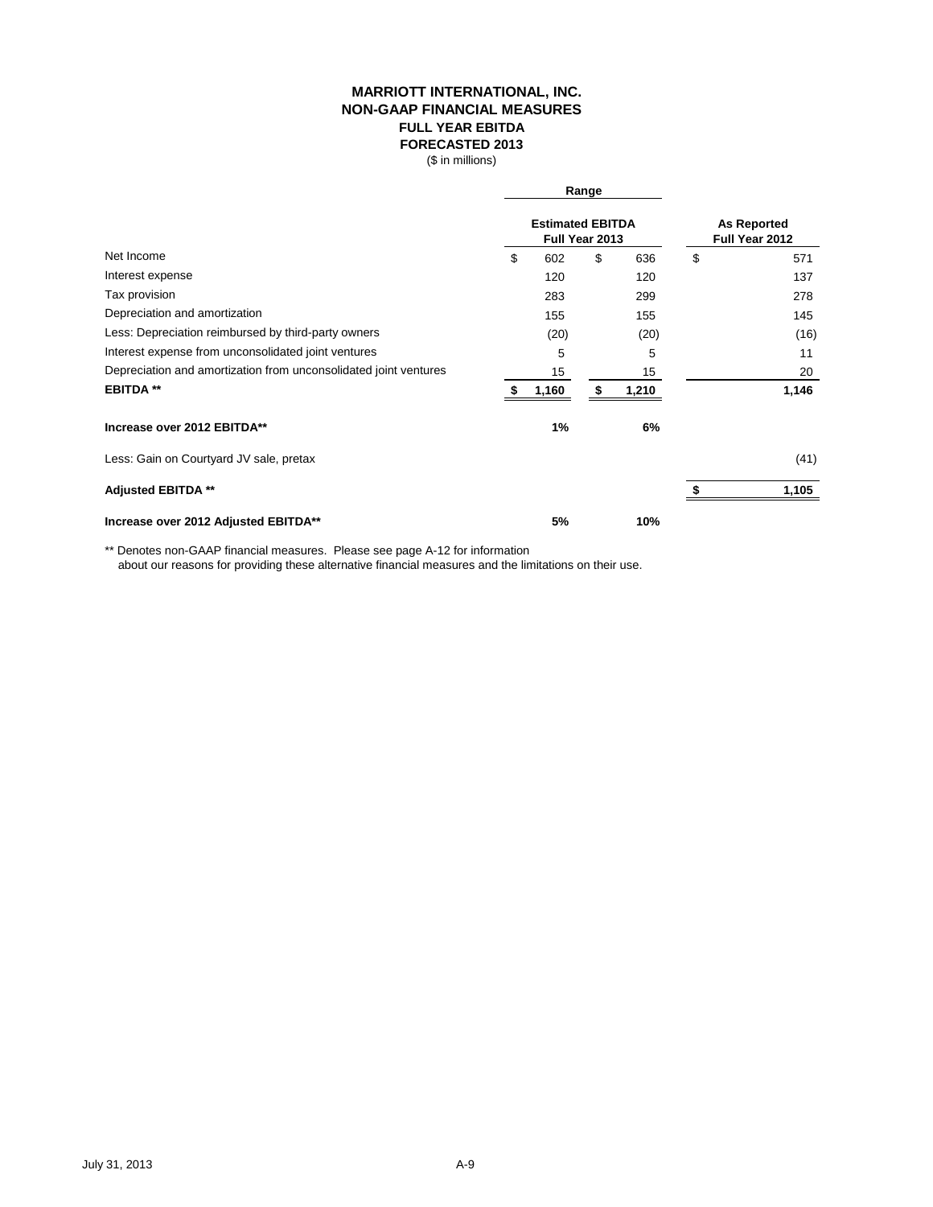# MARRIOTT INTERNATIONAL, INC.
## NON-GAAP FINANCIAL MEASURES
### FULL YEAR EBITDA
### FORECASTED 2013
($ in millions)

| | Range | | |
|---|---|---|---|
| | Estimated EBITDA Full Year 2013 | | As Reported Full Year 2012 |
| Net Income | $ 602 | $ 636 | $ 571 |
| Interest expense | 120 | 120 | 137 |
| Tax provision | 283 | 299 | 278 |
| Depreciation and amortization | 155 | 155 | 145 |
| Less: Depreciation reimbursed by third-party owners | (20) | (20) | (16) |
| Interest expense from unconsolidated joint ventures | 5 | 5 | 11 |
| Depreciation and amortization from unconsolidated joint ventures | 15 | 15 | 20 |
| **EBITDA \*\*** | **$ 1,160** | **$ 1,210** | **1,146** |
| **Increase over 2012 EBITDA\*\*** | **1%** | **6%** | |
| Less: Gain on Courtyard JV sale, pretax | | | (41) |
| **Adjusted EBITDA \*\*** | | | **$ 1,105** |
| **Increase over 2012 Adjusted EBITDA\*\*** | **5%** | **10%** | |

** Denotes non-GAAP financial measures. Please see page A-12 for information about our reasons for providing these alternative financial measures and the limitations on their use.

July 31, 2013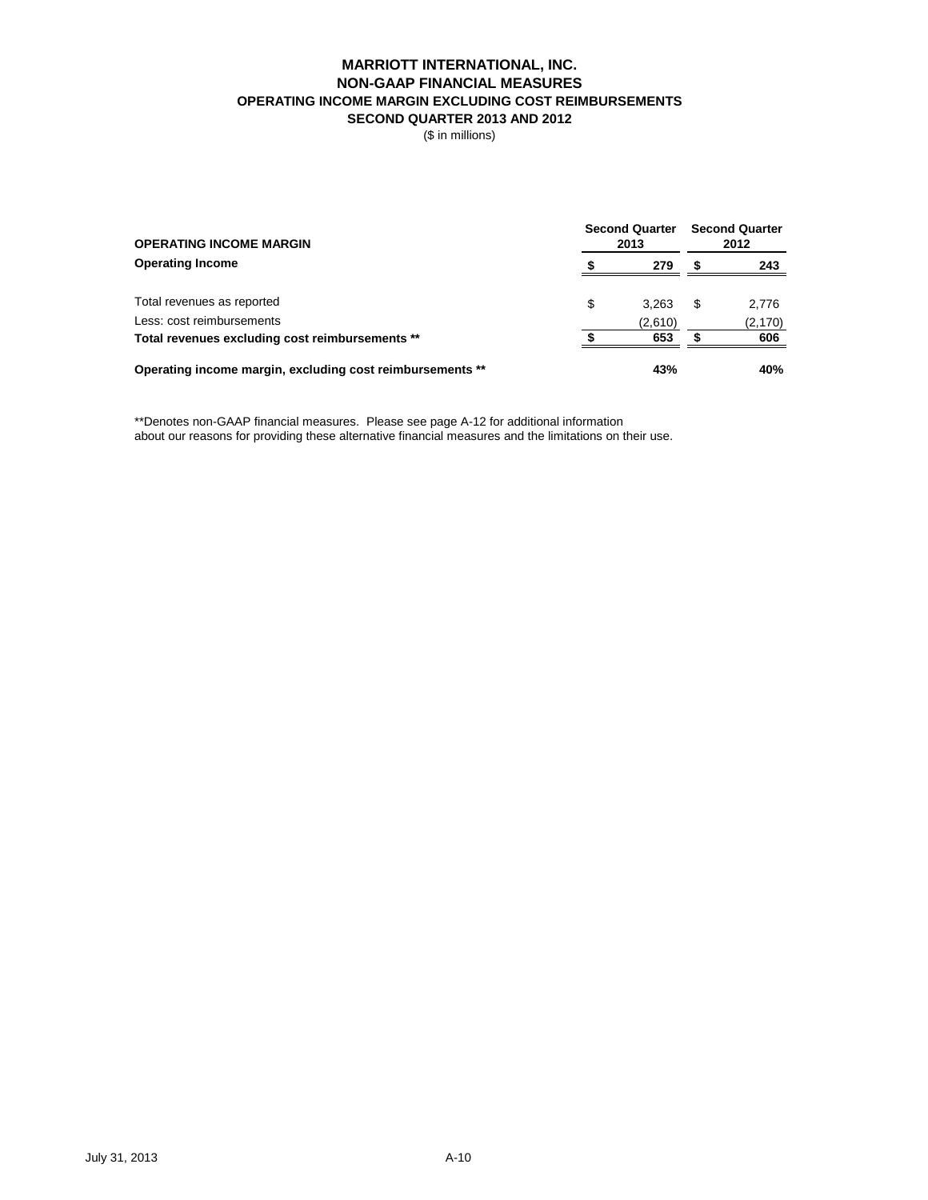# MARRIOTT INTERNATIONAL, INC.
## NON-GAAP FINANCIAL MEASURES
### OPERATING INCOME MARGIN EXCLUDING COST REIMBURSEMENTS
### SECOND QUARTER 2013 AND 2012

($ in millions)

| **OPERATING INCOME MARGIN** | **Second Quarter 2013** | **Second Quarter 2012** |
|---|---|---|
| **Operating Income** | **$ 279** | **$ 243** |
| Total revenues as reported | $ 3,263 | $ 2,776 |
| Less: cost reimbursements | (2,610) | (2,170) |
| **Total revenues excluding cost reimbursements \*\*** | **$ 653** | **$ 606** |
| **Operating income margin, excluding cost reimbursements \*\*** | **43%** | **40%** |

**Denotes non-GAAP financial measures. Please see page A-12 for additional information about our reasons for providing these alternative financial measures and the limitations on their use.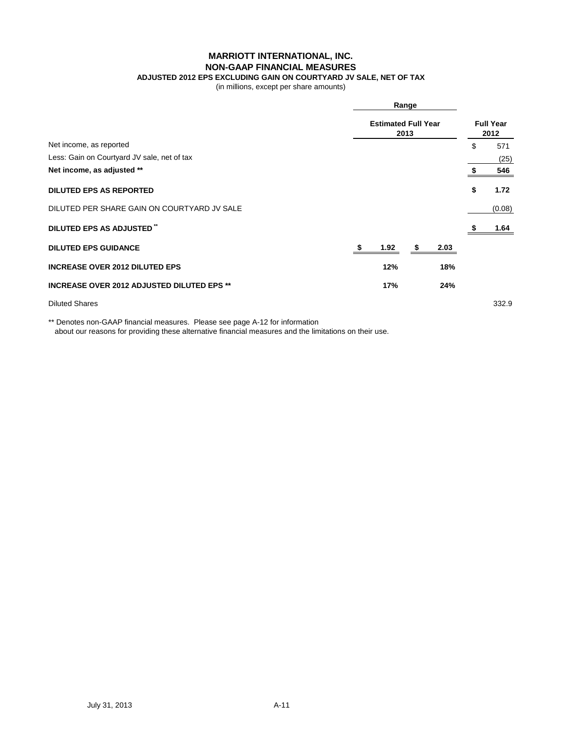# MARRIOTT INTERNATIONAL, INC.
## NON-GAAP FINANCIAL MEASURES
### ADJUSTED 2012 EPS EXCLUDING GAIN ON COURTYARD JV SALE, NET OF TAX

(in millions, except per share amounts)

| | Range | | |
|---|---|---|---|
| | Estimated Full Year 2013 | | Full Year 2012 |
| Net income, as reported | | | $ 571 |
| Less: Gain on Courtyard JV sale, net of tax | | | (25) |
| **Net income, as adjusted \*\*** | | | **$ 546** |
| **DILUTED EPS AS REPORTED** | | | **$ 1.72** |
| DILUTED PER SHARE GAIN ON COURTYARD JV SALE | | | (0.08) |
| **DILUTED EPS AS ADJUSTED \*\*** | | | **$ 1.64** |
| **DILUTED EPS GUIDANCE** | **$ 1.92** | **$ 2.03** | |
| **INCREASE OVER 2012 DILUTED EPS** | **12%** | **18%** | |
| **INCREASE OVER 2012 ADJUSTED DILUTED EPS \*\*** | **17%** | **24%** | |
| Diluted Shares | | | 332.9 |

** Denotes non-GAAP financial measures. Please see page A-12 for information about our reasons for providing these alternative financial measures and the limitations on their use.

July 31, 2013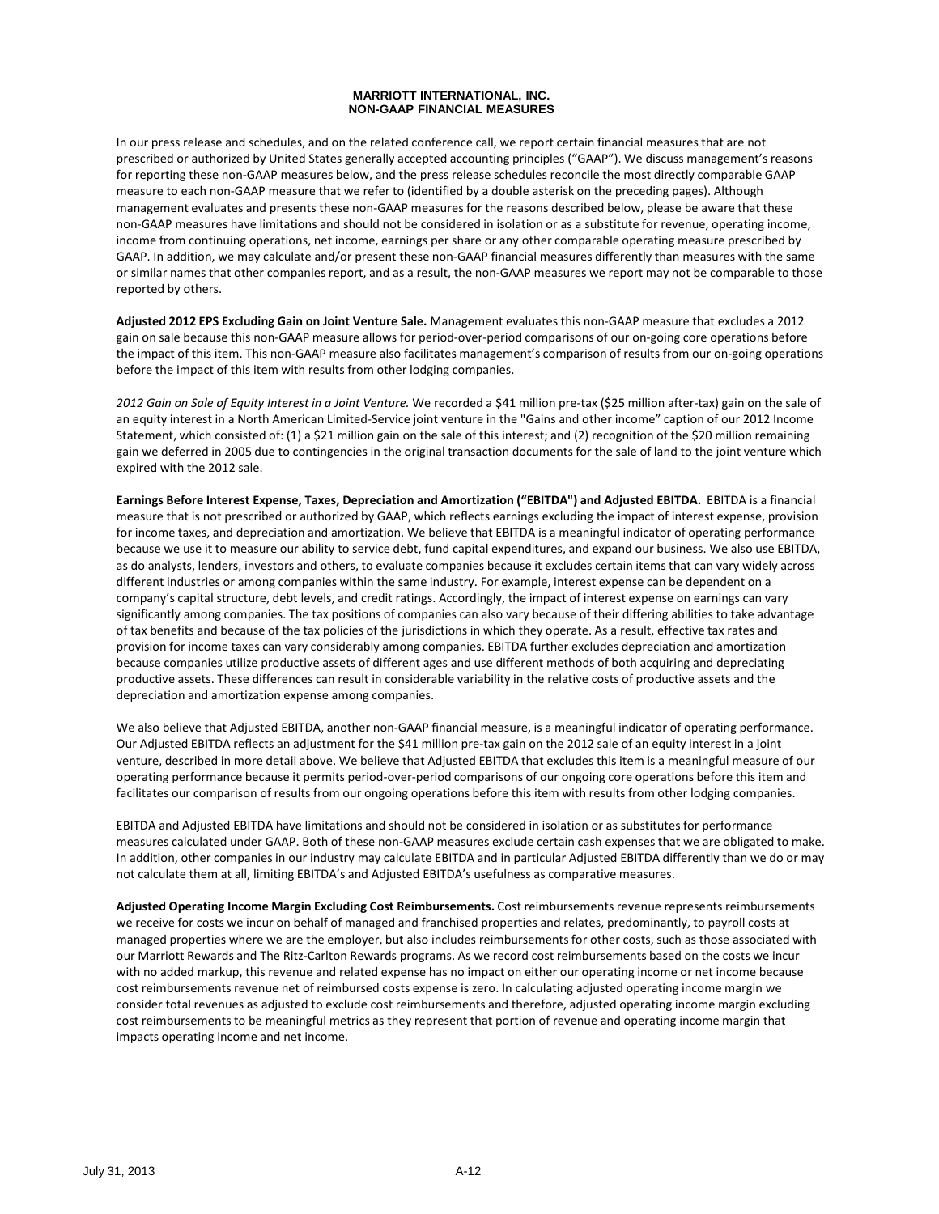# MARRIOTT INTERNATIONAL, INC.
## NON-GAAP FINANCIAL MEASURES

In our press release and schedules, and on the related conference call, we report certain financial measures that are not prescribed or authorized by United States generally accepted accounting principles ("GAAP"). We discuss management's reasons for reporting these non-GAAP measures below, and the press release schedules reconcile the most directly comparable GAAP measure to each non-GAAP measure that we refer to (identified by a double asterisk on the preceding pages). Although management evaluates and presents these non-GAAP measures for the reasons described below, please be aware that these non-GAAP measures have limitations and should not be considered in isolation or as a substitute for revenue, operating income, income from continuing operations, net income, earnings per share or any other comparable operating measure prescribed by GAAP. In addition, we may calculate and/or present these non-GAAP financial measures differently than measures with the same or similar names that other companies report, and as a result, the non-GAAP measures we report may not be comparable to those reported by others.

**Adjusted 2012 EPS Excluding Gain on Joint Venture Sale.** Management evaluates this non-GAAP measure that excludes a 2012 gain on sale because this non-GAAP measure allows for period-over-period comparisons of our on-going core operations before the impact of this item. This non-GAAP measure also facilitates management's comparison of results from our on-going operations before the impact of this item with results from other lodging companies.

*2012 Gain on Sale of Equity Interest in a Joint Venture.* We recorded a $41 million pre-tax ($25 million after-tax) gain on the sale of an equity interest in a North American Limited-Service joint venture in the "Gains and other income" caption of our 2012 Income Statement, which consisted of: (1) a $21 million gain on the sale of this interest; and (2) recognition of the $20 million remaining gain we deferred in 2005 due to contingencies in the original transaction documents for the sale of land to the joint venture which expired with the 2012 sale.

**Earnings Before Interest Expense, Taxes, Depreciation and Amortization ("EBITDA") and Adjusted EBITDA.** EBITDA is a financial measure that is not prescribed or authorized by GAAP, which reflects earnings excluding the impact of interest expense, provision for income taxes, and depreciation and amortization. We believe that EBITDA is a meaningful indicator of operating performance because we use it to measure our ability to service debt, fund capital expenditures, and expand our business. We also use EBITDA, as do analysts, lenders, investors and others, to evaluate companies because it excludes certain items that can vary widely across different industries or among companies within the same industry. For example, interest expense can be dependent on a company's capital structure, debt levels, and credit ratings. Accordingly, the impact of interest expense on earnings can vary significantly among companies. The tax positions of companies can also vary because of their differing abilities to take advantage of tax benefits and because of the tax policies of the jurisdictions in which they operate. As a result, effective tax rates and provision for income taxes can vary considerably among companies. EBITDA further excludes depreciation and amortization because companies utilize productive assets of different ages and use different methods of both acquiring and depreciating productive assets. These differences can result in considerable variability in the relative costs of productive assets and the depreciation and amortization expense among companies.

We also believe that Adjusted EBITDA, another non-GAAP financial measure, is a meaningful indicator of operating performance. Our Adjusted EBITDA reflects an adjustment for the $41 million pre-tax gain on the 2012 sale of an equity interest in a joint venture, described in more detail above. We believe that Adjusted EBITDA that excludes this item is a meaningful measure of our operating performance because it permits period-over-period comparisons of our ongoing core operations before this item and facilitates our comparison of results from our ongoing operations before this item with results from other lodging companies.

EBITDA and Adjusted EBITDA have limitations and should not be considered in isolation or as substitutes for performance measures calculated under GAAP. Both of these non-GAAP measures exclude certain cash expenses that we are obligated to make. In addition, other companies in our industry may calculate EBITDA and in particular Adjusted EBITDA differently than we do or may not calculate them at all, limiting EBITDA's and Adjusted EBITDA's usefulness as comparative measures.

**Adjusted Operating Income Margin Excluding Cost Reimbursements.** Cost reimbursements revenue represents reimbursements we receive for costs we incur on behalf of managed and franchised properties and relates, predominantly, to payroll costs at managed properties where we are the employer, but also includes reimbursements for other costs, such as those associated with our Marriott Rewards and The Ritz-Carlton Rewards programs. As we record cost reimbursements based on the costs we incur with no added markup, this revenue and related expense has no impact on either our operating income or net income because cost reimbursements revenue net of reimbursed costs expense is zero. In calculating adjusted operating income margin we consider total revenues as adjusted to exclude cost reimbursements and therefore, adjusted operating income margin excluding cost reimbursements to be meaningful metrics as they represent that portion of revenue and operating income margin that impacts operating income and net income.